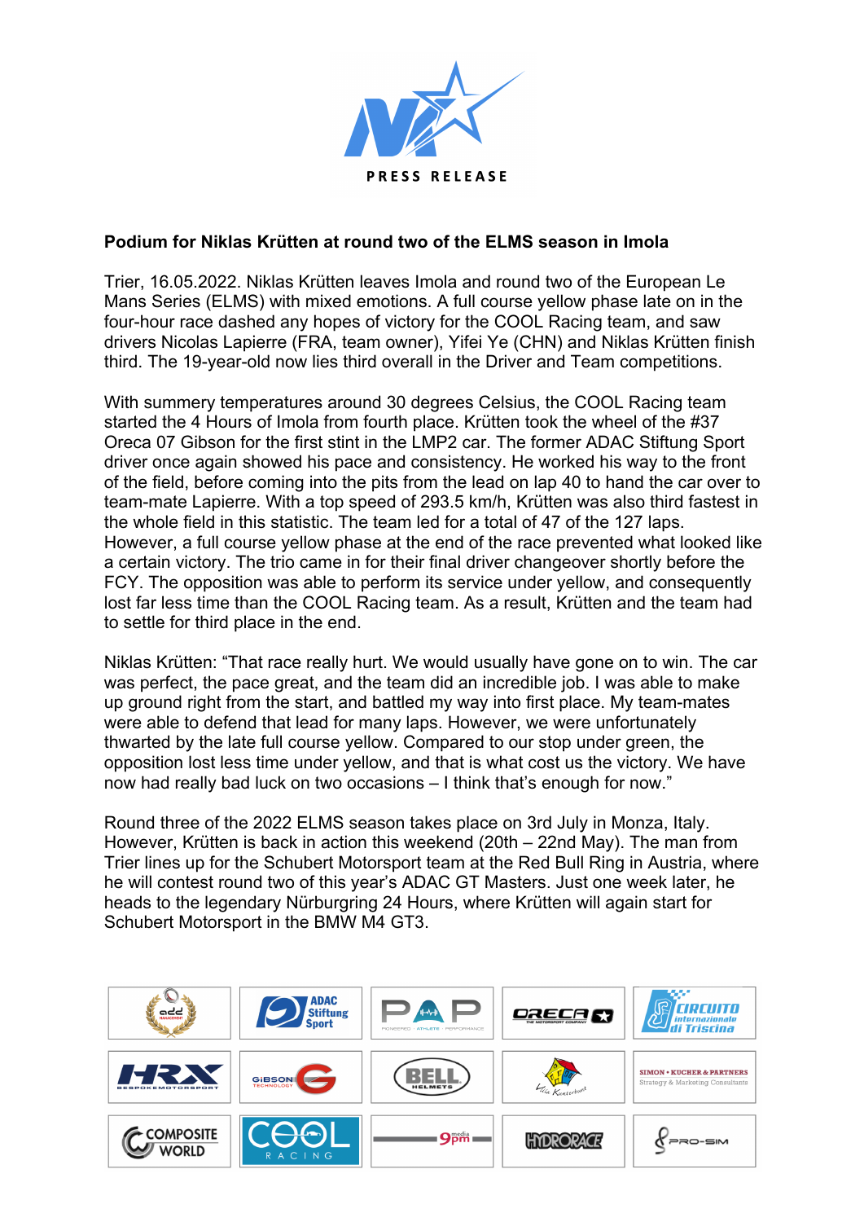PRESS RELEASE

**Podium for Niklas Krütten at round two of the ELMS season in Imola**

Trier, 16.05.2022. Niklas Krütten leaves Imola and round two of the European Le Mans Series (ELMS) with mixed emotions. A full course yellow phase late on in the four-hour race dashed any hopes of victory for the COOL Racing team, and saw drivers Nicolas Lapierre (FRA, team owner), Yifei Ye (CHN) and Niklas Krütten finish third. The 19-year-old now lies third overall in the Driver and Team competitions.

With summery temperatures around 30 degrees Celsius, the COOL Racing team started the 4 Hours of Imola from fourth place. Krütten took the wheel of the #37 Oreca 07 Gibson for the first stint in the LMP2 car. The former ADAC Stiftung Sport driver once again showed his pace and consistency. He worked his way to the front of the field, before coming into the pits from the lead on lap 40 to hand the car over to team-mate Lapierre. With a top speed of 293.5 km/h, Krütten was also third fastest in the whole field in this statistic. The team led for a total of 47 of the 127 laps. However, a full course yellow phase at the end of the race prevented what looked like a certain victory. The trio came in for their final driver changeover shortly before the FCY. The opposition was able to perform its service under yellow, and consequently lost far less time than the COOL Racing team. As a result, Krütten and the team had to settle for third place in the end.

Niklas Krütten: "That race really hurt. We would usually have gone on to win. The car was perfect, the pace great, and the team did an incredible job. I was able to make up ground right from the start, and battled my way into first place. My team-mates were able to defend that lead for many laps. However, we were unfortunately thwarted by the late full course yellow. Compared to our stop under green, the opposition lost less time under yellow, and that is what cost us the victory. We have now had really bad luck on two occasions – I think that's enough for now."

Round three of the 2022 ELMS season takes place on 3rd July in Monza, Italy. However, Krütten is back in action this weekend (20th – 22nd May). The man from Trier lines up for the Schubert Motorsport team at the Red Bull Ring in Austria, where he will contest round two of this year's ADAC GT Masters. Just one week later, he heads to the legendary Nürburgring 24 Hours, where Krütten will again start for Schubert Motorsport in the BMW M4 GT3.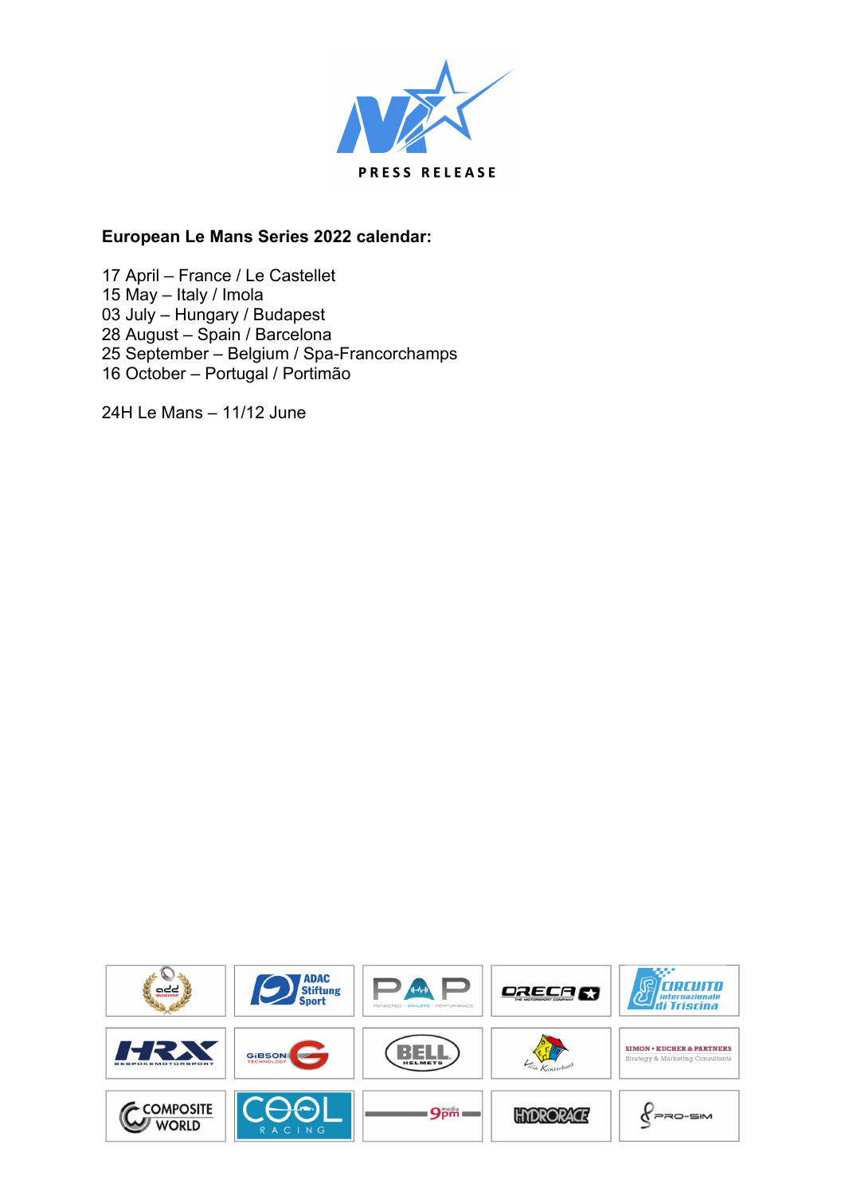PRESS RELEASE

**European Le Mans Series 2022 calendar:**

17 April – France / Le Castellet
15 May – Italy / Imola
03 July – Hungary / Budapest
28 August – Spain / Barcelona
25 September – Belgium / Spa-Francorchamps
16 October – Portugal / Portimão

24H Le Mans – 11/12 June